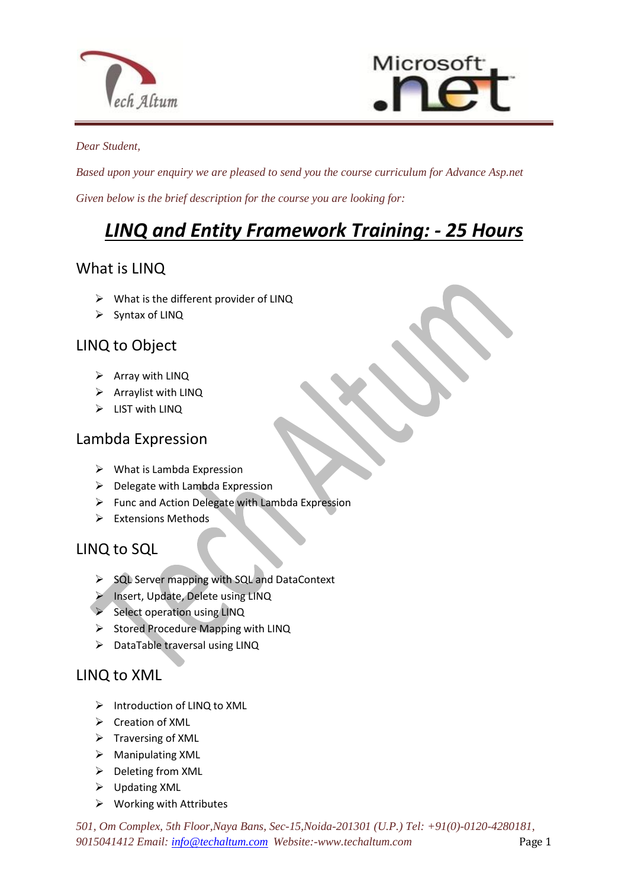*Dear Student,*

*Based upon your enquiry we are pleased to send you the course curriculum for Advance Asp.net*

*Given below is the brief description for the course you are looking for:*

# ***LINQ and Entity Framework Training: - 25 Hours***

## What is LINQ

- What is the different provider of LINQ
- Syntax of LINQ

## LINQ to Object

- Array with LINQ
- Arraylist with LINQ
- LIST with LINQ

## Lambda Expression

- What is Lambda Expression
- Delegate with Lambda Expression
- Func and Action Delegate with Lambda Expression
- Extensions Methods

## LINQ to SQL

- SQL Server mapping with SQL and DataContext
- Insert, Update, Delete using LINQ
- Select operation using LINQ
- Stored Procedure Mapping with LINQ
- DataTable traversal using LINQ

## LINQ to XML

- Introduction of LINQ to XML
- Creation of XML
- Traversing of XML
- Manipulating XML
- Deleting from XML
- Updating XML
- Working with Attributes

*501, Om Complex, 5th Floor,Naya Bans, Sec-15,Noida-201301 (U.P.) Tel: +91(0)-0120-4280181, 9015041412 Email: info@techaltum.com Website:-www.techaltum.com*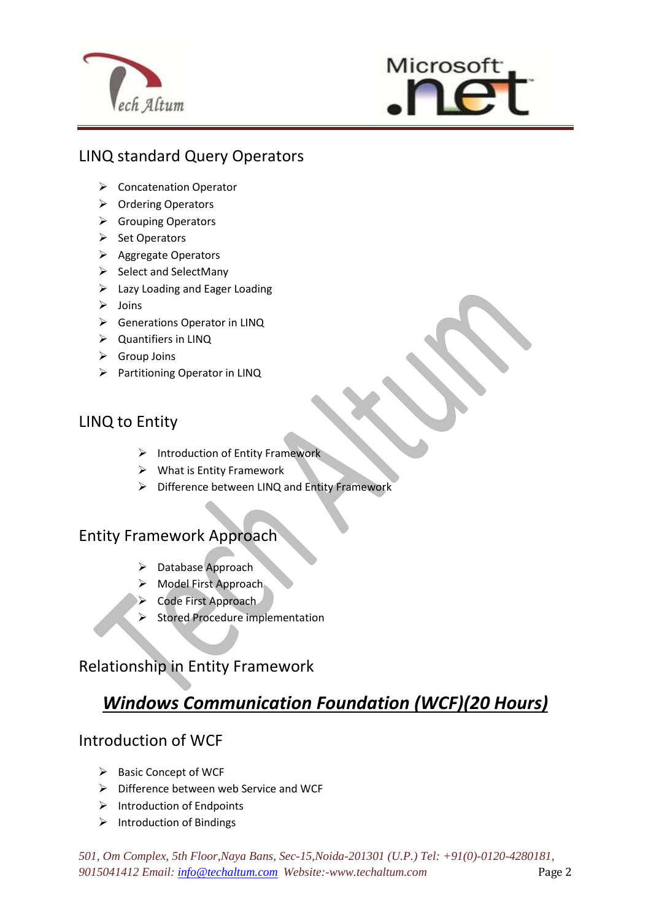## LINQ standard Query Operators

- Concatenation Operator
- Ordering Operators
- Grouping Operators
- Set Operators
- Aggregate Operators
- Select and SelectMany
- Lazy Loading and Eager Loading
- Joins
- Generations Operator in LINQ
- Quantifiers in LINQ
- Group Joins
- Partitioning Operator in LINQ

## LINQ to Entity

- Introduction of Entity Framework
- What is Entity Framework
- Difference between LINQ and Entity Framework

## Entity Framework Approach

- Database Approach
- Model First Approach
- Code First Approach
- Stored Procedure implementation

## Relationship in Entity Framework

# ***Windows Communication Foundation (WCF)(20 Hours)***

## Introduction of WCF

- Basic Concept of WCF
- Difference between web Service and WCF
- Introduction of Endpoints
- Introduction of Bindings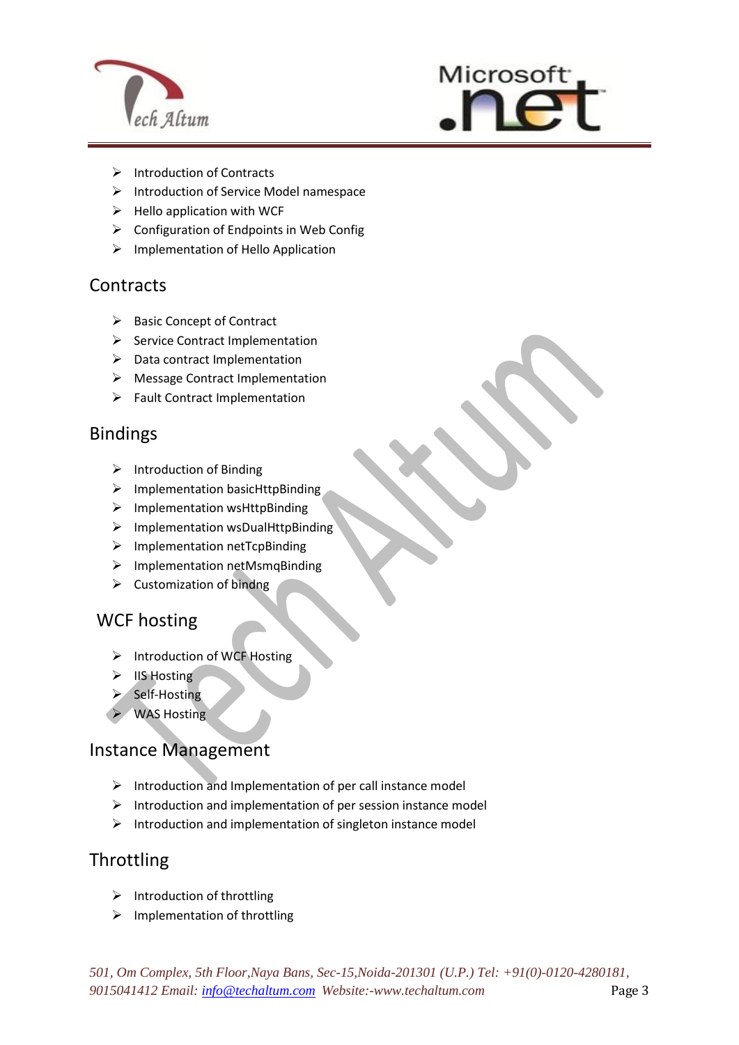- Introduction of Contracts
- Introduction of Service Model namespace
- Hello application with WCF
- Configuration of Endpoints in Web Config
- Implementation of Hello Application

## Contracts

- Basic Concept of Contract
- Service Contract Implementation
- Data contract Implementation
- Message Contract Implementation
- Fault Contract Implementation

## Bindings

- Introduction of Binding
- Implementation basicHttpBinding
- Implementation wsHttpBinding
- Implementation wsDualHttpBinding
- Implementation netTcpBinding
- Implementation netMsmqBinding
- Customization of bindng

## WCF hosting

- Introduction of WCF Hosting
- IIS Hosting
- Self-Hosting
- WAS Hosting

## Instance Management

- Introduction and Implementation of per call instance model
- Introduction and implementation of per session instance model
- Introduction and implementation of singleton instance model

## Throttling

- Introduction of throttling
- Implementation of throttling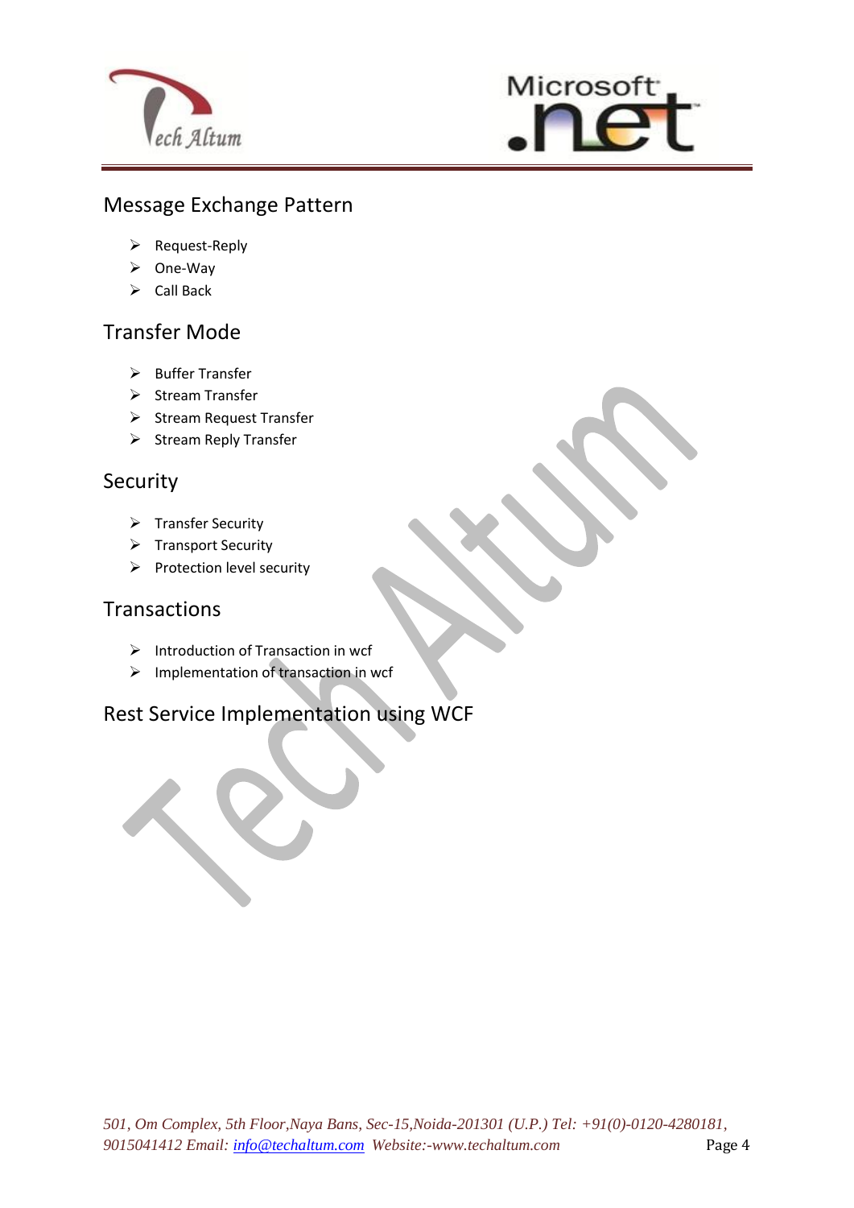## Message Exchange Pattern

- Request-Reply
- One-Way
- Call Back

## Transfer Mode

- Buffer Transfer
- Stream Transfer
- Stream Request Transfer
- Stream Reply Transfer

## Security

- Transfer Security
- Transport Security
- Protection level security

## Transactions

- Introduction of Transaction in wcf
- Implementation of transaction in wcf

## Rest Service Implementation using WCF